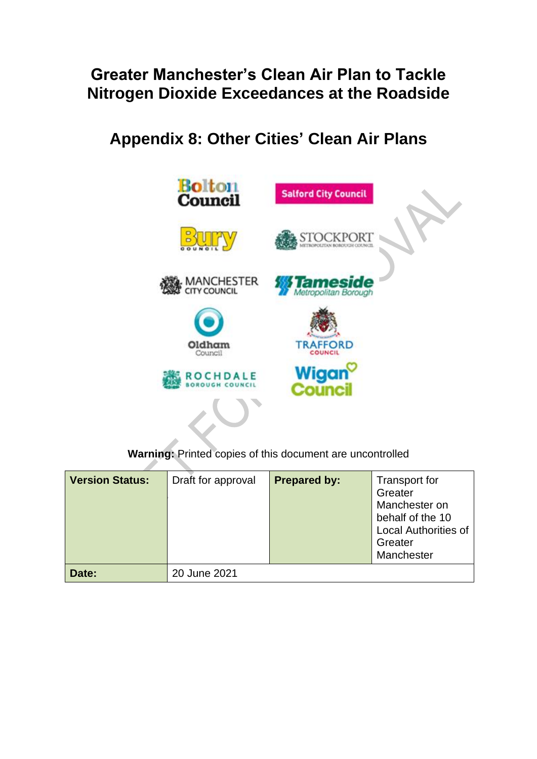# Greater Manchester's Clean Air Plan to Tackle Nitrogen Dioxide Exceedances at the Roadside

## Appendix 8: Other Cities' Clean Air Plans

**Warning:** Printed copies of this document are uncontrolled

| **Version Status:** | Draft for approval | **Prepared by:** | Transport for Greater Manchester on behalf of the 10 Local Authorities of Greater Manchester |
|---|---|---|---|
| **Date:** | 20 June 2021 | | |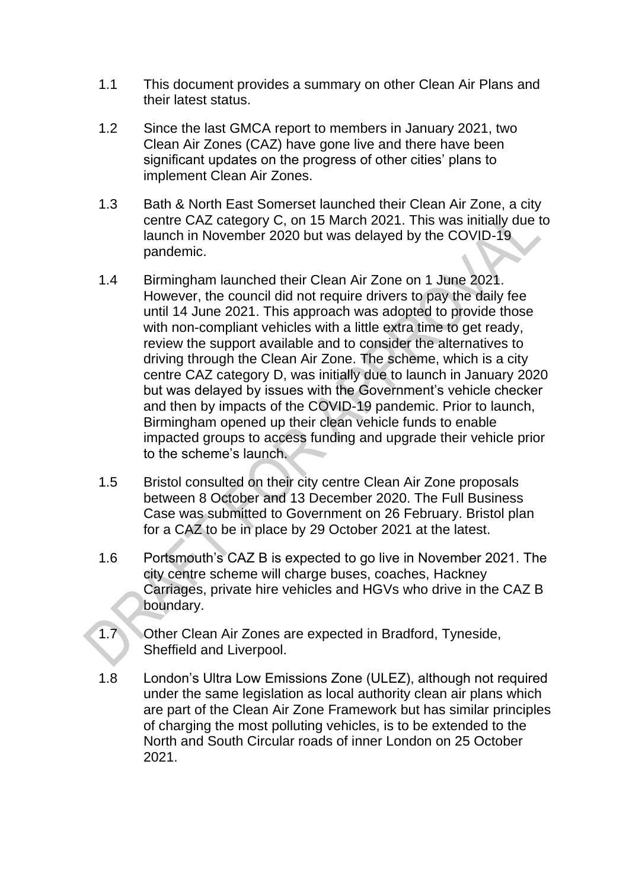1.1 This document provides a summary on other Clean Air Plans and their latest status.

1.2 Since the last GMCA report to members in January 2021, two Clean Air Zones (CAZ) have gone live and there have been significant updates on the progress of other cities' plans to implement Clean Air Zones.

1.3 Bath & North East Somerset launched their Clean Air Zone, a city centre CAZ category C, on 15 March 2021. This was initially due to launch in November 2020 but was delayed by the COVID-19 pandemic.

1.4 Birmingham launched their Clean Air Zone on 1 June 2021. However, the council did not require drivers to pay the daily fee until 14 June 2021. This approach was adopted to provide those with non-compliant vehicles with a little extra time to get ready, review the support available and to consider the alternatives to driving through the Clean Air Zone. The scheme, which is a city centre CAZ category D, was initially due to launch in January 2020 but was delayed by issues with the Government's vehicle checker and then by impacts of the COVID-19 pandemic. Prior to launch, Birmingham opened up their clean vehicle funds to enable impacted groups to access funding and upgrade their vehicle prior to the scheme's launch.

1.5 Bristol consulted on their city centre Clean Air Zone proposals between 8 October and 13 December 2020. The Full Business Case was submitted to Government on 26 February. Bristol plan for a CAZ to be in place by 29 October 2021 at the latest.

1.6 Portsmouth's CAZ B is expected to go live in November 2021. The city centre scheme will charge buses, coaches, Hackney Carriages, private hire vehicles and HGVs who drive in the CAZ B boundary.

1.7 Other Clean Air Zones are expected in Bradford, Tyneside, Sheffield and Liverpool.

1.8 London's Ultra Low Emissions Zone (ULEZ), although not required under the same legislation as local authority clean air plans which are part of the Clean Air Zone Framework but has similar principles of charging the most polluting vehicles, is to be extended to the North and South Circular roads of inner London on 25 October 2021.